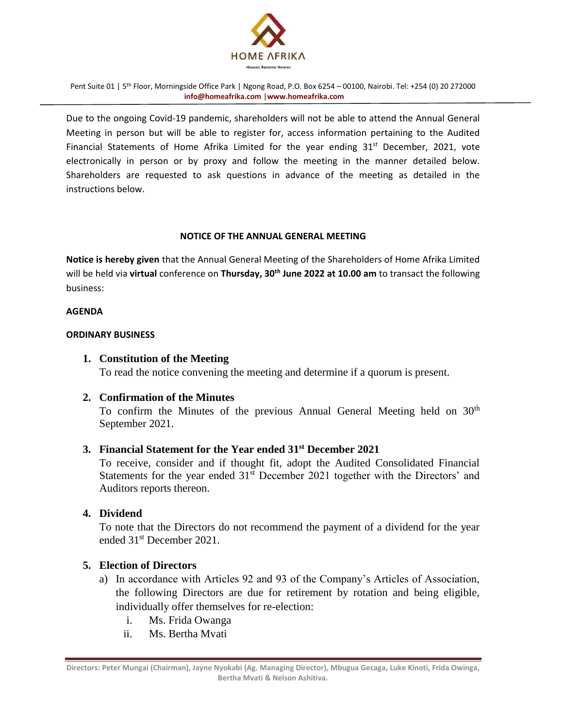# HOME AFRIKA

Houses Become Homes

Pent Suite 01 | 5th Floor, Morningside Office Park | Ngong Road, P.O. Box 6254 – 00100, Nairobi. Tel: +254 (0) 20 272000
**info@homeafrika.com** | **www.homeafrika.com**

---

Due to the ongoing Covid-19 pandemic, shareholders will not be able to attend the Annual General Meeting in person but will be able to register for, access information pertaining to the Audited Financial Statements of Home Afrika Limited for the year ending 31st December, 2021, vote electronically in person or by proxy and follow the meeting in the manner detailed below. Shareholders are requested to ask questions in advance of the meeting as detailed in the instructions below.

## NOTICE OF THE ANNUAL GENERAL MEETING

**Notice is hereby given** that the Annual General Meeting of the Shareholders of Home Afrika Limited will be held via **virtual** conference on **Thursday, 30th June 2022 at 10.00 am** to transact the following business:

**AGENDA**

**ORDINARY BUSINESS**

1. **Constitution of the Meeting**
   To read the notice convening the meeting and determine if a quorum is present.

2. **Confirmation of the Minutes**
   To confirm the Minutes of the previous Annual General Meeting held on 30th September 2021.

3. **Financial Statement for the Year ended 31st December 2021**
   To receive, consider and if thought fit, adopt the Audited Consolidated Financial Statements for the year ended 31st December 2021 together with the Directors' and Auditors reports thereon.

4. **Dividend**
   To note that the Directors do not recommend the payment of a dividend for the year ended 31st December 2021.

5. **Election of Directors**
   a) In accordance with Articles 92 and 93 of the Company's Articles of Association, the following Directors are due for retirement by rotation and being eligible, individually offer themselves for re-election:
      i. Ms. Frida Owanga
      ii. Ms. Bertha Mvati

---

**Directors: Peter Mungai (Chairman), Jayne Nyokabi (Ag. Managing Director), Mbugua Gecaga, Luke Kinoti, Frida Owinga, Bertha Mvati & Nelson Ashitiva.**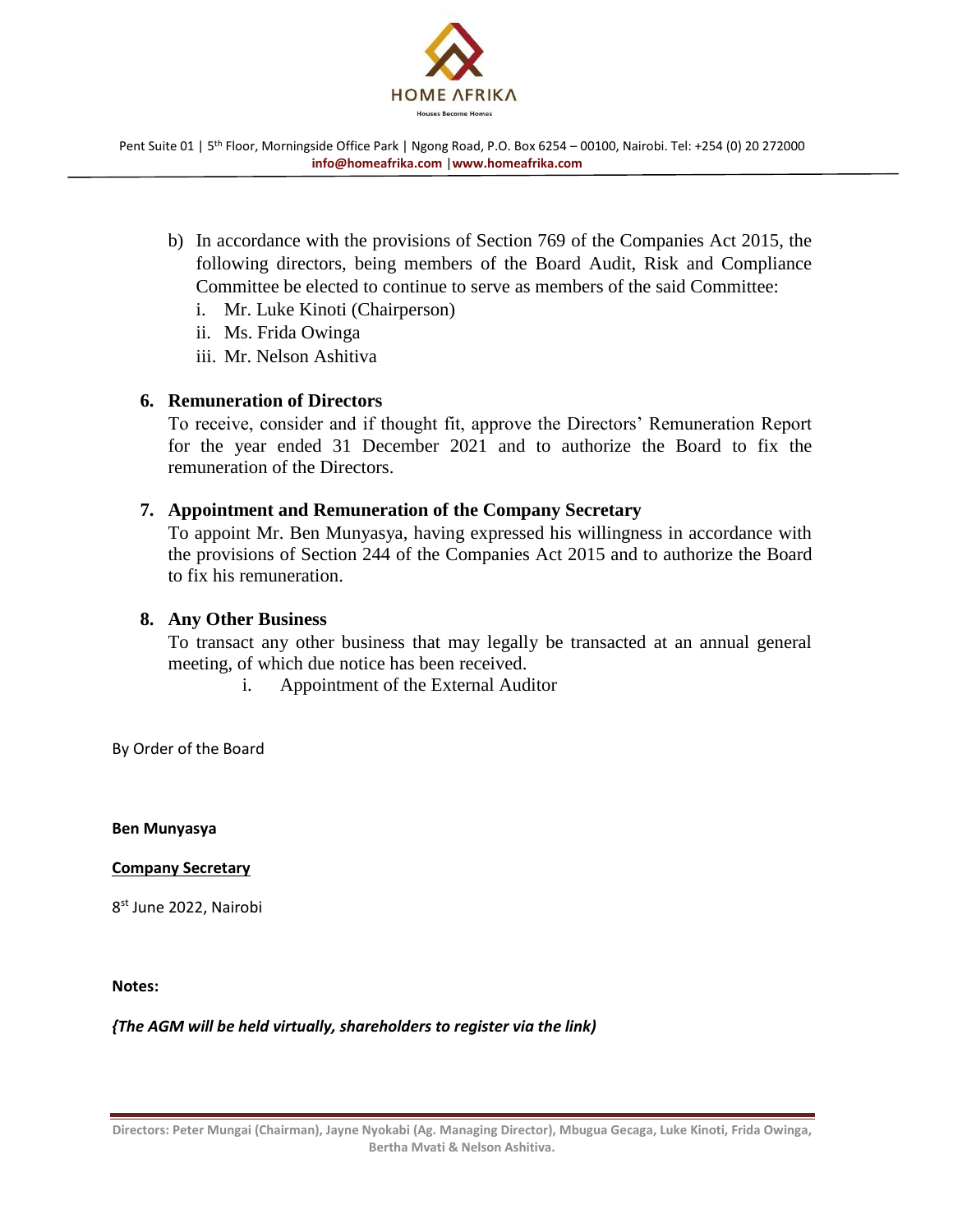b) In accordance with the provisions of Section 769 of the Companies Act 2015, the following directors, being members of the Board Audit, Risk and Compliance Committee be elected to continue to serve as members of the said Committee:

   i. Mr. Luke Kinoti (Chairperson)
   ii. Ms. Frida Owinga
   iii. Mr. Nelson Ashitiva

**6. Remuneration of Directors**

To receive, consider and if thought fit, approve the Directors' Remuneration Report for the year ended 31 December 2021 and to authorize the Board to fix the remuneration of the Directors.

**7. Appointment and Remuneration of the Company Secretary**

To appoint Mr. Ben Munyasya, having expressed his willingness in accordance with the provisions of Section 244 of the Companies Act 2015 and to authorize the Board to fix his remuneration.

**8. Any Other Business**

To transact any other business that may legally be transacted at an annual general meeting, of which due notice has been received.

i. Appointment of the External Auditor

By Order of the Board

**Ben Munyasya**

**Company Secretary**

8st June 2022, Nairobi

**Notes:**

***{The AGM will be held virtually, shareholders to register via the link)***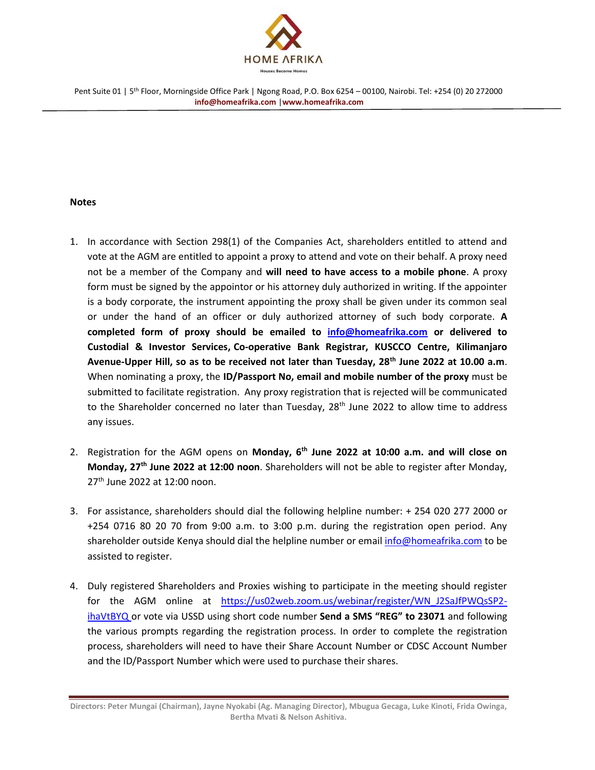**Notes**

1. In accordance with Section 298(1) of the Companies Act, shareholders entitled to attend and vote at the AGM are entitled to appoint a proxy to attend and vote on their behalf. A proxy need not be a member of the Company and **will need to have access to a mobile phone**. A proxy form must be signed by the appointor or his attorney duly authorized in writing. If the appointer is a body corporate, the instrument appointing the proxy shall be given under its common seal or under the hand of an officer or duly authorized attorney of such body corporate. **A completed form of proxy should be emailed to info@homeafrika.com or delivered to Custodial & Investor Services, Co-operative Bank Registrar, KUSCCO Centre, Kilimanjaro Avenue-Upper Hill, so as to be received not later than Tuesday, 28th June 2022 at 10.00 a.m**. When nominating a proxy, the **ID/Passport No, email and mobile number of the proxy** must be submitted to facilitate registration. Any proxy registration that is rejected will be communicated to the Shareholder concerned no later than Tuesday, 28th June 2022 to allow time to address any issues.

2. Registration for the AGM opens on **Monday, 6th June 2022 at 10:00 a.m. and will close on Monday, 27th June 2022 at 12:00 noon**. Shareholders will not be able to register after Monday, 27th June 2022 at 12:00 noon.

3. For assistance, shareholders should dial the following helpline number: + 254 020 277 2000 or +254 0716 80 20 70 from 9:00 a.m. to 3:00 p.m. during the registration open period. Any shareholder outside Kenya should dial the helpline number or email info@homeafrika.com to be assisted to register.

4. Duly registered Shareholders and Proxies wishing to participate in the meeting should register for the AGM online at https://us02web.zoom.us/webinar/register/WN_J2SaJfPWQsSP2-ihaVtBYQ or vote via USSD using short code number **Send a SMS "REG" to 23071** and following the various prompts regarding the registration process. In order to complete the registration process, shareholders will need to have their Share Account Number or CDSC Account Number and the ID/Passport Number which were used to purchase their shares.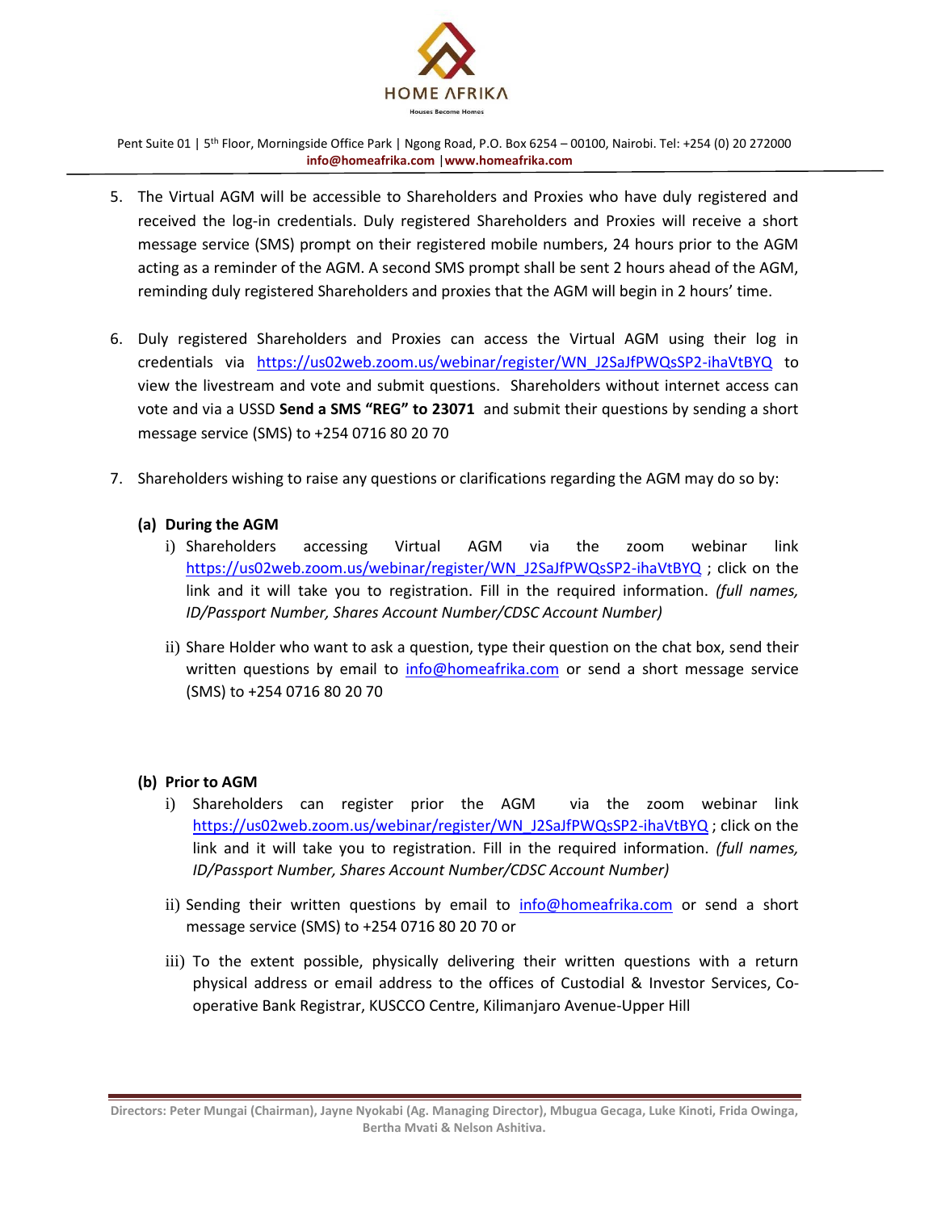5. The Virtual AGM will be accessible to Shareholders and Proxies who have duly registered and received the log-in credentials. Duly registered Shareholders and Proxies will receive a short message service (SMS) prompt on their registered mobile numbers, 24 hours prior to the AGM acting as a reminder of the AGM. A second SMS prompt shall be sent 2 hours ahead of the AGM, reminding duly registered Shareholders and proxies that the AGM will begin in 2 hours' time.

6. Duly registered Shareholders and Proxies can access the Virtual AGM using their log in credentials via https://us02web.zoom.us/webinar/register/WN_J2SaJfPWQsSP2-ihaVtBYQ to view the livestream and vote and submit questions. Shareholders without internet access can vote and via a USSD **Send a SMS "REG" to 23071** and submit their questions by sending a short message service (SMS) to +254 0716 80 20 70

7. Shareholders wishing to raise any questions or clarifications regarding the AGM may do so by:

   **(a) During the AGM**

   i) Shareholders accessing Virtual AGM via the zoom webinar link https://us02web.zoom.us/webinar/register/WN_J2SaJfPWQsSP2-ihaVtBYQ ; click on the link and it will take you to registration. Fill in the required information. *(full names, ID/Passport Number, Shares Account Number/CDSC Account Number)*

   ii) Share Holder who want to ask a question, type their question on the chat box, send their written questions by email to info@homeafrika.com or send a short message service (SMS) to +254 0716 80 20 70

   **(b) Prior to AGM**

   i) Shareholders can register prior the AGM via the zoom webinar link https://us02web.zoom.us/webinar/register/WN_J2SaJfPWQsSP2-ihaVtBYQ ; click on the link and it will take you to registration. Fill in the required information. *(full names, ID/Passport Number, Shares Account Number/CDSC Account Number)*

   ii) Sending their written questions by email to info@homeafrika.com or send a short message service (SMS) to +254 0716 80 20 70 or

   iii) To the extent possible, physically delivering their written questions with a return physical address or email address to the offices of Custodial & Investor Services, Co-operative Bank Registrar, KUSCCO Centre, Kilimanjaro Avenue-Upper Hill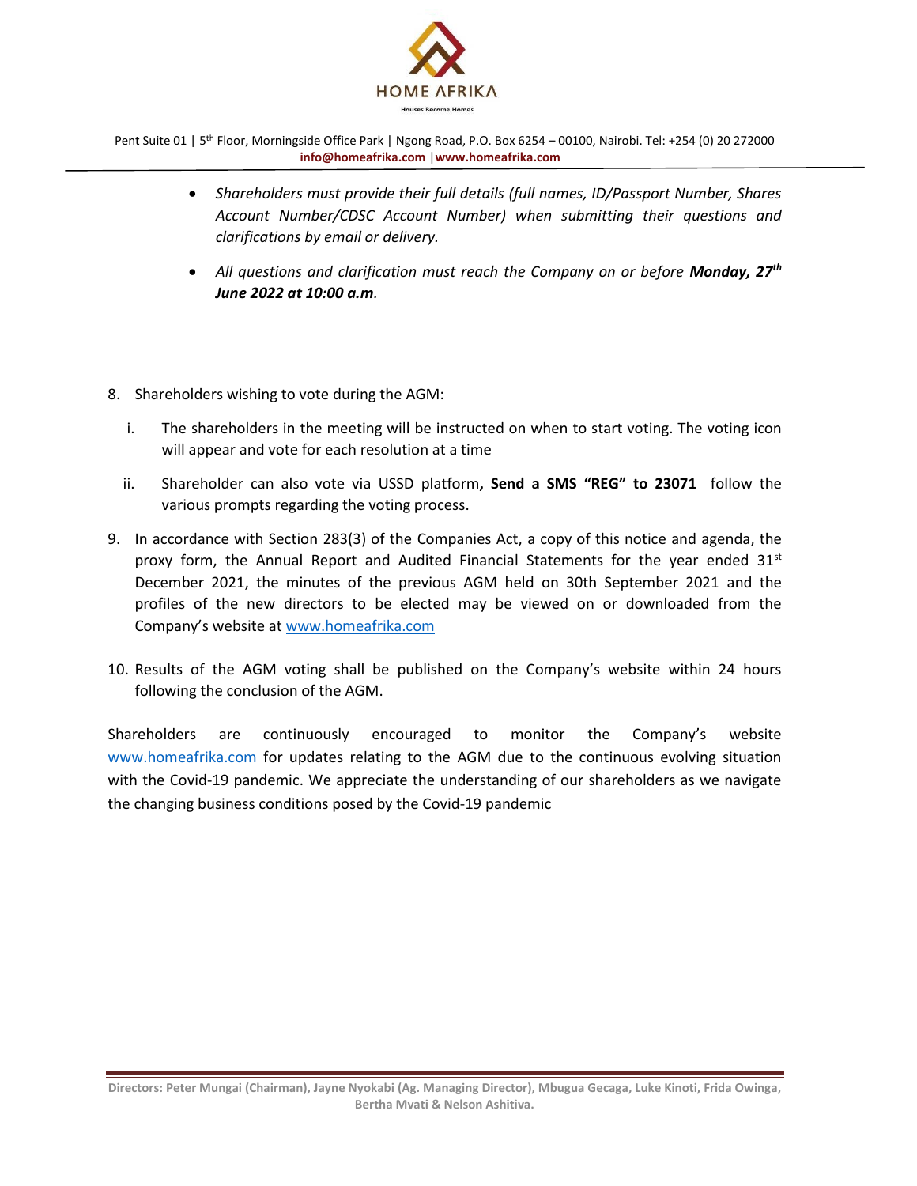- *Shareholders must provide their full details (full names, ID/Passport Number, Shares Account Number/CDSC Account Number) when submitting their questions and clarifications by email or delivery.*
- *All questions and clarification must reach the Company on or before **Monday, 27th June 2022 at 10:00 a.m**.*

8. Shareholders wishing to vote during the AGM:

   i. The shareholders in the meeting will be instructed on when to start voting. The voting icon will appear and vote for each resolution at a time

   ii. Shareholder can also vote via USSD platform**, Send a SMS "REG" to 23071** follow the various prompts regarding the voting process.

9. In accordance with Section 283(3) of the Companies Act, a copy of this notice and agenda, the proxy form, the Annual Report and Audited Financial Statements for the year ended 31st December 2021, the minutes of the previous AGM held on 30th September 2021 and the profiles of the new directors to be elected may be viewed on or downloaded from the Company's website at www.homeafrika.com

10. Results of the AGM voting shall be published on the Company's website within 24 hours following the conclusion of the AGM.

Shareholders are continuously encouraged to monitor the Company's website www.homeafrika.com for updates relating to the AGM due to the continuous evolving situation with the Covid-19 pandemic. We appreciate the understanding of our shareholders as we navigate the changing business conditions posed by the Covid-19 pandemic